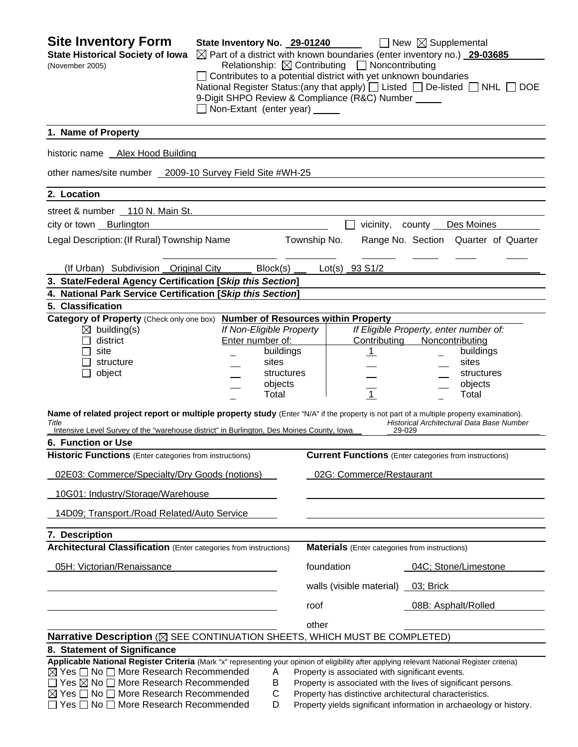# Site Inventory Form

**State Historical Society of Iowa**
(November 2005)

**State Inventory No.** 29-01240 ☐ New ☒ Supplemental

☒ Part of a district with known boundaries (enter inventory no.) **29-03685**

Relationship: ☒ Contributing ☐ Noncontributing

☐ Contributes to a potential district with yet unknown boundaries

National Register Status:(any that apply) ☐ Listed ☐ De-listed ☐ NHL ☐ DOE

9-Digit SHPO Review & Compliance (R&C) Number

☐ Non-Extant (enter year)

## 1. Name of Property

historic name Alex Hood Building

other names/site number 2009-10 Survey Field Site #WH-25

## 2. Location

street & number 110 N. Main St.

city or town Burlington ☐ vicinity, county Des Moines

Legal Description: (If Rural) Township Name | Township No. | Range No. | Section | Quarter of Quarter

(If Urban) Subdivision Original City Block(s) Lot(s) 93 S1/2

## 3. State/Federal Agency Certification [*Skip this Section*]

## 4. National Park Service Certification [*Skip this Section*]

## 5. Classification

**Category of Property** (Check only one box)

☒ building(s)
☐ district
☐ site
☐ structure
☐ object

**Number of Resources within Property**

| If Non-Eligible Property Enter number of: | | If Eligible Property, enter number of: Contributing | Noncontributing | |
|---|---|---|---|---|
| | buildings | 1 | | buildings |
| | sites | | | sites |
| | structures | | | structures |
| | objects | | | objects |
| | Total | 1 | | Total |

**Name of related project report or multiple property study** (Enter "N/A" if the property is not part of a multiple property examination).

| *Title* | *Historical Architectural Data Base Number* |
|---|---|
| Intensive Level Survey of the "warehouse district" in Burlington, Des Moines County, Iowa | 29-029 |

## 6. Function or Use

| **Historic Functions** (Enter categories from instructions) | **Current Functions** (Enter categories from instructions) |
|---|---|
| 02E03: Commerce/Specialty/Dry Goods (notions) | 02G: Commerce/Restaurant |
| 10G01: Industry/Storage/Warehouse | |
| 14D09; Transport./Road Related/Auto Service | |

## 7. Description

**Architectural Classification** (Enter categories from instructions)

05H: Victorian/Renaissance

**Materials** (Enter categories from instructions)

| | |
|---|---|
| foundation | 04C; Stone/Limestone |
| walls (visible material) | 03; Brick |
| roof | 08B: Asphalt/Rolled |
| other | |

**Narrative Description** (☒ SEE CONTINUATION SHEETS, WHICH MUST BE COMPLETED)

## 8. Statement of Significance

**Applicable National Register Criteria** (Mark "x" representing your opinion of eligibility after applying relevant National Register criteria)

☒ Yes ☐ No ☐ More Research Recommended — A — Property is associated with significant events.
☐ Yes ☒ No ☐ More Research Recommended — B — Property is associated with the lives of significant persons.
☒ Yes ☐ No ☐ More Research Recommended — C — Property has distinctive architectural characteristics.
☐ Yes ☐ No ☐ More Research Recommended — D — Property yields significant information in archaeology or history.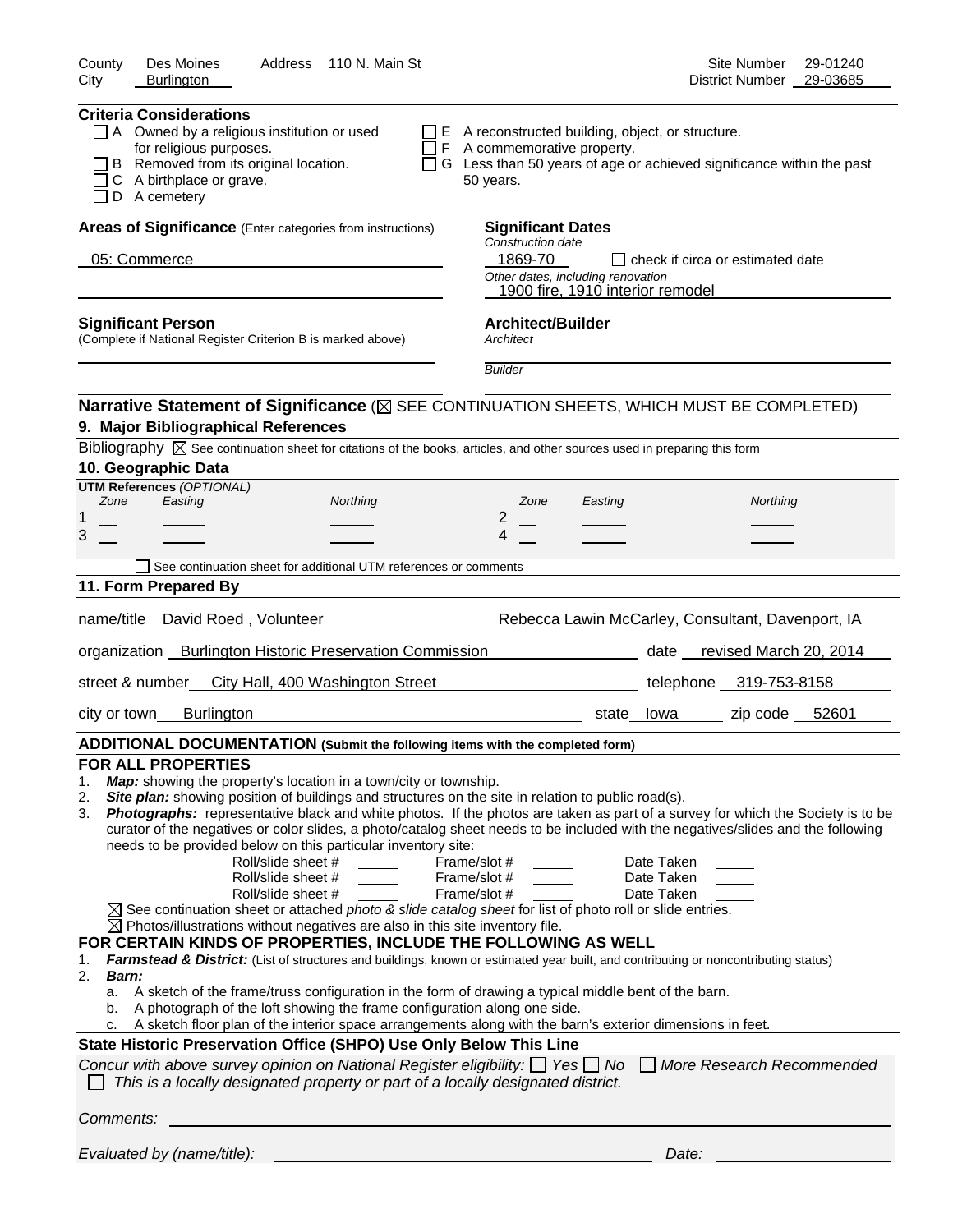County Des Moines Address 110 N. Main St Site Number 29-01240
City Burlington District Number 29-03685

**Criteria Considerations**

- ☐ A Owned by a religious institution or used for religious purposes.
- ☐ B Removed from its original location.
- ☐ C A birthplace or grave.
- ☐ D A cemetery
- ☐ E A reconstructed building, object, or structure.
- ☐ F A commemorative property.
- ☐ G Less than 50 years of age or achieved significance within the past 50 years.

**Areas of Significance** (Enter categories from instructions)

05: Commerce

**Significant Dates**

*Construction date*
1869-70 ☐ check if circa or estimated date

*Other dates, including renovation*
1900 fire, 1910 interior remodel

**Significant Person**
(Complete if National Register Criterion B is marked above)

**Architect/Builder**

*Architect*

*Builder*

**Narrative Statement of Significance** (☒ SEE CONTINUATION SHEETS, WHICH MUST BE COMPLETED)

## 9. Major Bibliographical References

Bibliography ☒ See continuation sheet for citations of the books, articles, and other sources used in preparing this form

## 10. Geographic Data

**UTM References** *(OPTIONAL)*

| | Zone | Easting | Northing | | Zone | Easting | Northing |
|---|---|---|---|---|---|---|---|
| 1 | | | | 2 | | | |
| 3 | | | | 4 | | | |

☐ See continuation sheet for additional UTM references or comments

## 11. Form Prepared By

name/title David Roed , Volunteer Rebecca Lawin McCarley, Consultant, Davenport, IA

organization Burlington Historic Preservation Commission date revised March 20, 2014

street & number City Hall, 400 Washington Street telephone 319-753-8158

city or town Burlington state Iowa zip code 52601

**ADDITIONAL DOCUMENTATION (Submit the following items with the completed form)**

**FOR ALL PROPERTIES**

1. ***Map:*** showing the property's location in a town/city or township.
2. ***Site plan:*** showing position of buildings and structures on the site in relation to public road(s).
3. ***Photographs:*** representative black and white photos. If the photos are taken as part of a survey for which the Society is to be curator of the negatives or color slides, a photo/catalog sheet needs to be included with the negatives/slides and the following needs to be provided below on this particular inventory site:

| Roll/slide sheet # | Frame/slot # | Date Taken |
|---|---|---|
| Roll/slide sheet # | Frame/slot # | Date Taken |
| Roll/slide sheet # | Frame/slot # | Date Taken |

☒ See continuation sheet or attached *photo & slide catalog sheet* for list of photo roll or slide entries.
☒ Photos/illustrations without negatives are also in this site inventory file.

**FOR CERTAIN KINDS OF PROPERTIES, INCLUDE THE FOLLOWING AS WELL**

1. ***Farmstead & District:*** (List of structures and buildings, known or estimated year built, and contributing or noncontributing status)
2. ***Barn:***
   a. A sketch of the frame/truss configuration in the form of drawing a typical middle bent of the barn.
   b. A photograph of the loft showing the frame configuration along one side.
   c. A sketch floor plan of the interior space arrangements along with the barn's exterior dimensions in feet.

**State Historic Preservation Office (SHPO) Use Only Below This Line**

*Concur with above survey opinion on National Register eligibility:* ☐ *Yes* ☐ *No* ☐ *More Research Recommended*
☐ *This is a locally designated property or part of a locally designated district.*

*Comments:*

*Evaluated by (name/title):* *Date:*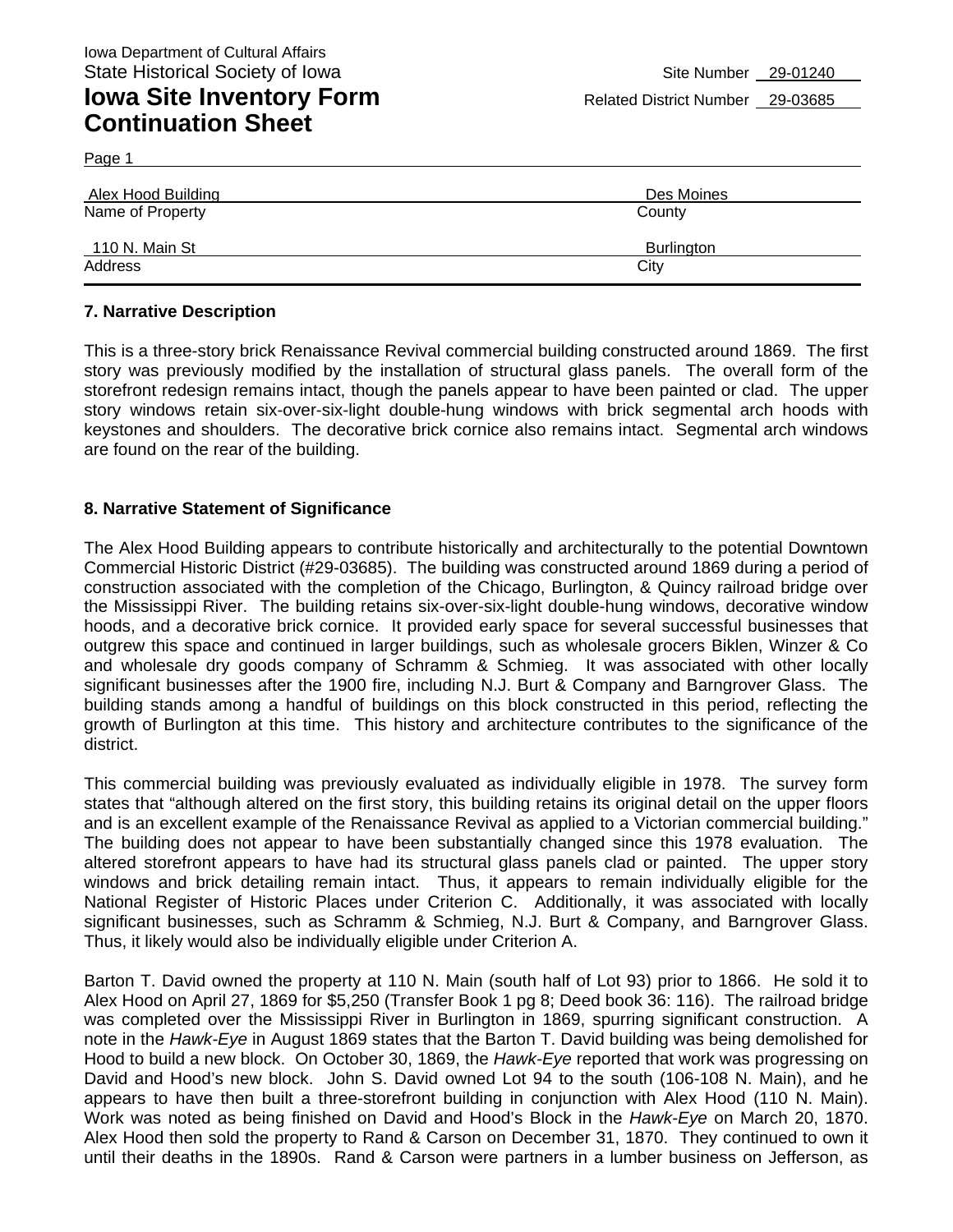Iowa Department of Cultural Affairs
State Historical Society of Iowa

# Iowa Site Inventory Form Continuation Sheet

Site Number 29-01240
Related District Number 29-03685

Page 1

| Alex Hood Building | Des Moines |
|---|---|
| Name of Property | County |
| 110 N. Main St | Burlington |
| Address | City |

## 7. Narrative Description

This is a three-story brick Renaissance Revival commercial building constructed around 1869. The first story was previously modified by the installation of structural glass panels. The overall form of the storefront redesign remains intact, though the panels appear to have been painted or clad. The upper story windows retain six-over-six-light double-hung windows with brick segmental arch hoods with keystones and shoulders. The decorative brick cornice also remains intact. Segmental arch windows are found on the rear of the building.

## 8. Narrative Statement of Significance

The Alex Hood Building appears to contribute historically and architecturally to the potential Downtown Commercial Historic District (#29-03685). The building was constructed around 1869 during a period of construction associated with the completion of the Chicago, Burlington, & Quincy railroad bridge over the Mississippi River. The building retains six-over-six-light double-hung windows, decorative window hoods, and a decorative brick cornice. It provided early space for several successful businesses that outgrew this space and continued in larger buildings, such as wholesale grocers Biklen, Winzer & Co and wholesale dry goods company of Schramm & Schmieg. It was associated with other locally significant businesses after the 1900 fire, including N.J. Burt & Company and Barngrover Glass. The building stands among a handful of buildings on this block constructed in this period, reflecting the growth of Burlington at this time. This history and architecture contributes to the significance of the district.

This commercial building was previously evaluated as individually eligible in 1978. The survey form states that "although altered on the first story, this building retains its original detail on the upper floors and is an excellent example of the Renaissance Revival as applied to a Victorian commercial building." The building does not appear to have been substantially changed since this 1978 evaluation. The altered storefront appears to have had its structural glass panels clad or painted. The upper story windows and brick detailing remain intact. Thus, it appears to remain individually eligible for the National Register of Historic Places under Criterion C. Additionally, it was associated with locally significant businesses, such as Schramm & Schmieg, N.J. Burt & Company, and Barngrover Glass. Thus, it likely would also be individually eligible under Criterion A.

Barton T. David owned the property at 110 N. Main (south half of Lot 93) prior to 1866. He sold it to Alex Hood on April 27, 1869 for $5,250 (Transfer Book 1 pg 8; Deed book 36: 116). The railroad bridge was completed over the Mississippi River in Burlington in 1869, spurring significant construction. A note in the *Hawk-Eye* in August 1869 states that the Barton T. David building was being demolished for Hood to build a new block. On October 30, 1869, the *Hawk-Eye* reported that work was progressing on David and Hood's new block. John S. David owned Lot 94 to the south (106-108 N. Main), and he appears to have then built a three-storefront building in conjunction with Alex Hood (110 N. Main). Work was noted as being finished on David and Hood's Block in the *Hawk-Eye* on March 20, 1870. Alex Hood then sold the property to Rand & Carson on December 31, 1870. They continued to own it until their deaths in the 1890s. Rand & Carson were partners in a lumber business on Jefferson, as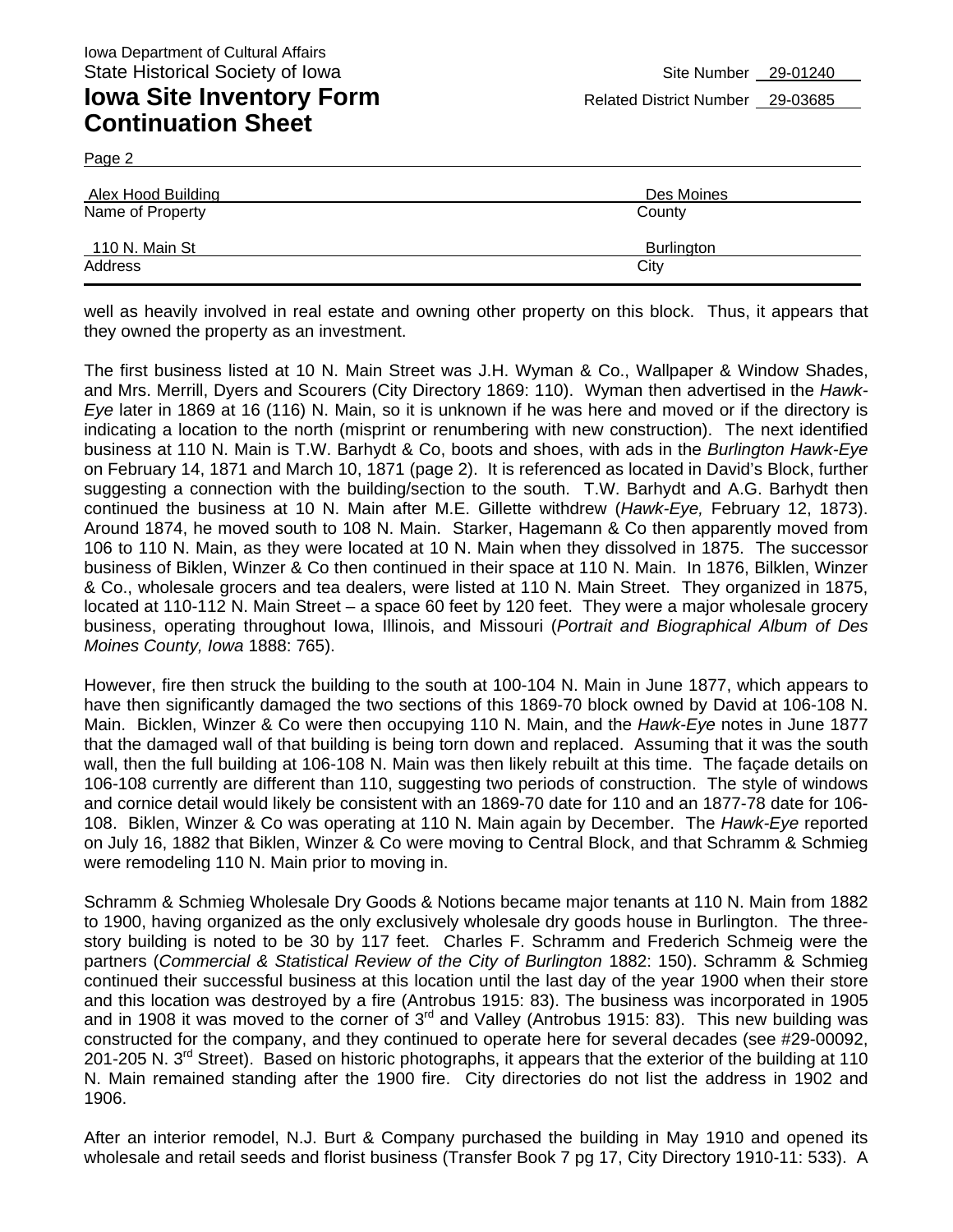Iowa Department of Cultural Affairs
State Historical Society of Iowa

**Iowa Site Inventory Form Continuation Sheet**

Site Number 29-01240
Related District Number 29-03685

Page 2

| Alex Hood Building | Des Moines |
|---|---|
| Name of Property | County |
| 110 N. Main St | Burlington |
| Address | City |

well as heavily involved in real estate and owning other property on this block. Thus, it appears that they owned the property as an investment.

The first business listed at 10 N. Main Street was J.H. Wyman & Co., Wallpaper & Window Shades, and Mrs. Merrill, Dyers and Scourers (City Directory 1869: 110). Wyman then advertised in the *Hawk-Eye* later in 1869 at 16 (116) N. Main, so it is unknown if he was here and moved or if the directory is indicating a location to the north (misprint or renumbering with new construction). The next identified business at 110 N. Main is T.W. Barhydt & Co, boots and shoes, with ads in the *Burlington Hawk-Eye* on February 14, 1871 and March 10, 1871 (page 2). It is referenced as located in David's Block, further suggesting a connection with the building/section to the south. T.W. Barhydt and A.G. Barhydt then continued the business at 10 N. Main after M.E. Gillette withdrew (*Hawk-Eye,* February 12, 1873). Around 1874, he moved south to 108 N. Main. Starker, Hagemann & Co then apparently moved from 106 to 110 N. Main, as they were located at 10 N. Main when they dissolved in 1875. The successor business of Biklen, Winzer & Co then continued in their space at 110 N. Main. In 1876, Bilklen, Winzer & Co., wholesale grocers and tea dealers, were listed at 110 N. Main Street. They organized in 1875, located at 110-112 N. Main Street – a space 60 feet by 120 feet. They were a major wholesale grocery business, operating throughout Iowa, Illinois, and Missouri (*Portrait and Biographical Album of Des Moines County, Iowa* 1888: 765).

However, fire then struck the building to the south at 100-104 N. Main in June 1877, which appears to have then significantly damaged the two sections of this 1869-70 block owned by David at 106-108 N. Main. Bicklen, Winzer & Co were then occupying 110 N. Main, and the *Hawk-Eye* notes in June 1877 that the damaged wall of that building is being torn down and replaced. Assuming that it was the south wall, then the full building at 106-108 N. Main was then likely rebuilt at this time. The façade details on 106-108 currently are different than 110, suggesting two periods of construction. The style of windows and cornice detail would likely be consistent with an 1869-70 date for 110 and an 1877-78 date for 106-108. Biklen, Winzer & Co was operating at 110 N. Main again by December. The *Hawk-Eye* reported on July 16, 1882 that Biklen, Winzer & Co were moving to Central Block, and that Schramm & Schmieg were remodeling 110 N. Main prior to moving in.

Schramm & Schmieg Wholesale Dry Goods & Notions became major tenants at 110 N. Main from 1882 to 1900, having organized as the only exclusively wholesale dry goods house in Burlington. The three-story building is noted to be 30 by 117 feet. Charles F. Schramm and Frederich Schmeig were the partners (*Commercial & Statistical Review of the City of Burlington* 1882: 150). Schramm & Schmieg continued their successful business at this location until the last day of the year 1900 when their store and this location was destroyed by a fire (Antrobus 1915: 83). The business was incorporated in 1905 and in 1908 it was moved to the corner of 3rd and Valley (Antrobus 1915: 83). This new building was constructed for the company, and they continued to operate here for several decades (see #29-00092, 201-205 N. 3rd Street). Based on historic photographs, it appears that the exterior of the building at 110 N. Main remained standing after the 1900 fire. City directories do not list the address in 1902 and 1906.

After an interior remodel, N.J. Burt & Company purchased the building in May 1910 and opened its wholesale and retail seeds and florist business (Transfer Book 7 pg 17, City Directory 1910-11: 533). A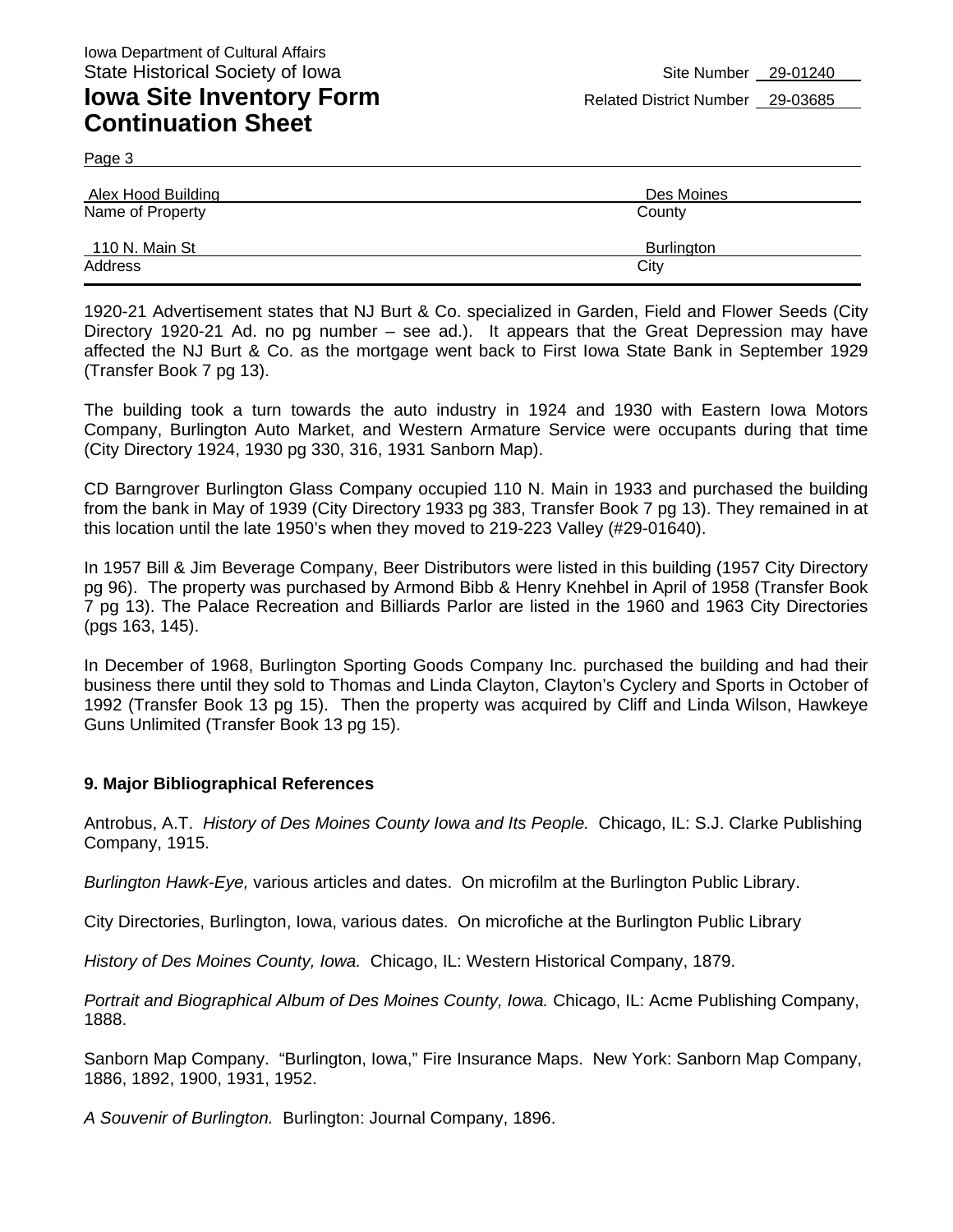Iowa Department of Cultural Affairs
State Historical Society of Iowa

# Iowa Site Inventory Form Continuation Sheet

Site Number 29-01240
Related District Number 29-03685

| Alex Hood Building | Des Moines |
|---|---|
| Name of Property | County |
| 110 N. Main St | Burlington |
| Address | City |

1920-21 Advertisement states that NJ Burt & Co. specialized in Garden, Field and Flower Seeds (City Directory 1920-21 Ad. no pg number – see ad.). It appears that the Great Depression may have affected the NJ Burt & Co. as the mortgage went back to First Iowa State Bank in September 1929 (Transfer Book 7 pg 13).

The building took a turn towards the auto industry in 1924 and 1930 with Eastern Iowa Motors Company, Burlington Auto Market, and Western Armature Service were occupants during that time (City Directory 1924, 1930 pg 330, 316, 1931 Sanborn Map).

CD Barngrover Burlington Glass Company occupied 110 N. Main in 1933 and purchased the building from the bank in May of 1939 (City Directory 1933 pg 383, Transfer Book 7 pg 13). They remained in at this location until the late 1950's when they moved to 219-223 Valley (#29-01640).

In 1957 Bill & Jim Beverage Company, Beer Distributors were listed in this building (1957 City Directory pg 96). The property was purchased by Armond Bibb & Henry Knehbel in April of 1958 (Transfer Book 7 pg 13). The Palace Recreation and Billiards Parlor are listed in the 1960 and 1963 City Directories (pgs 163, 145).

In December of 1968, Burlington Sporting Goods Company Inc. purchased the building and had their business there until they sold to Thomas and Linda Clayton, Clayton's Cyclery and Sports in October of 1992 (Transfer Book 13 pg 15). Then the property was acquired by Cliff and Linda Wilson, Hawkeye Guns Unlimited (Transfer Book 13 pg 15).

## 9. Major Bibliographical References

Antrobus, A.T. *History of Des Moines County Iowa and Its People.* Chicago, IL: S.J. Clarke Publishing Company, 1915.

*Burlington Hawk-Eye,* various articles and dates. On microfilm at the Burlington Public Library.

City Directories, Burlington, Iowa, various dates. On microfiche at the Burlington Public Library

*History of Des Moines County, Iowa.* Chicago, IL: Western Historical Company, 1879.

*Portrait and Biographical Album of Des Moines County, Iowa.* Chicago, IL: Acme Publishing Company, 1888.

Sanborn Map Company. "Burlington, Iowa," Fire Insurance Maps. New York: Sanborn Map Company, 1886, 1892, 1900, 1931, 1952.

*A Souvenir of Burlington.* Burlington: Journal Company, 1896.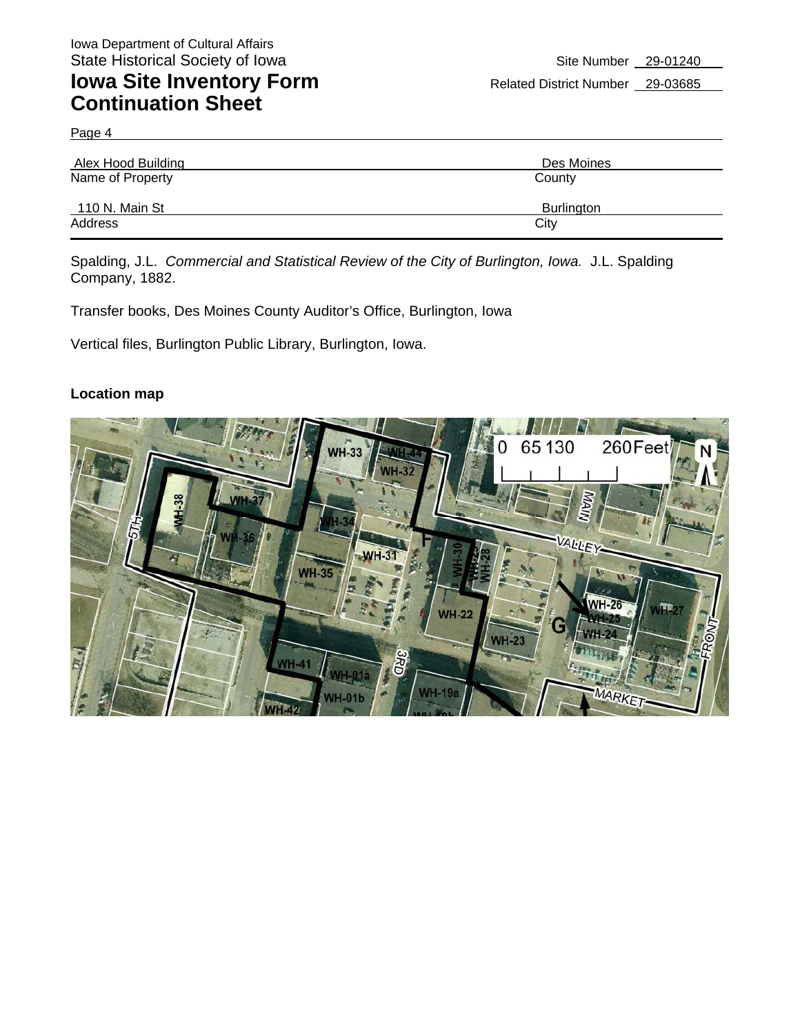Spalding, J.L. *Commercial and Statistical Review of the City of Burlington, Iowa.* J.L. Spalding Company, 1882.

Transfer books, Des Moines County Auditor's Office, Burlington, Iowa

Vertical files, Burlington Public Library, Burlington, Iowa.

**Location map**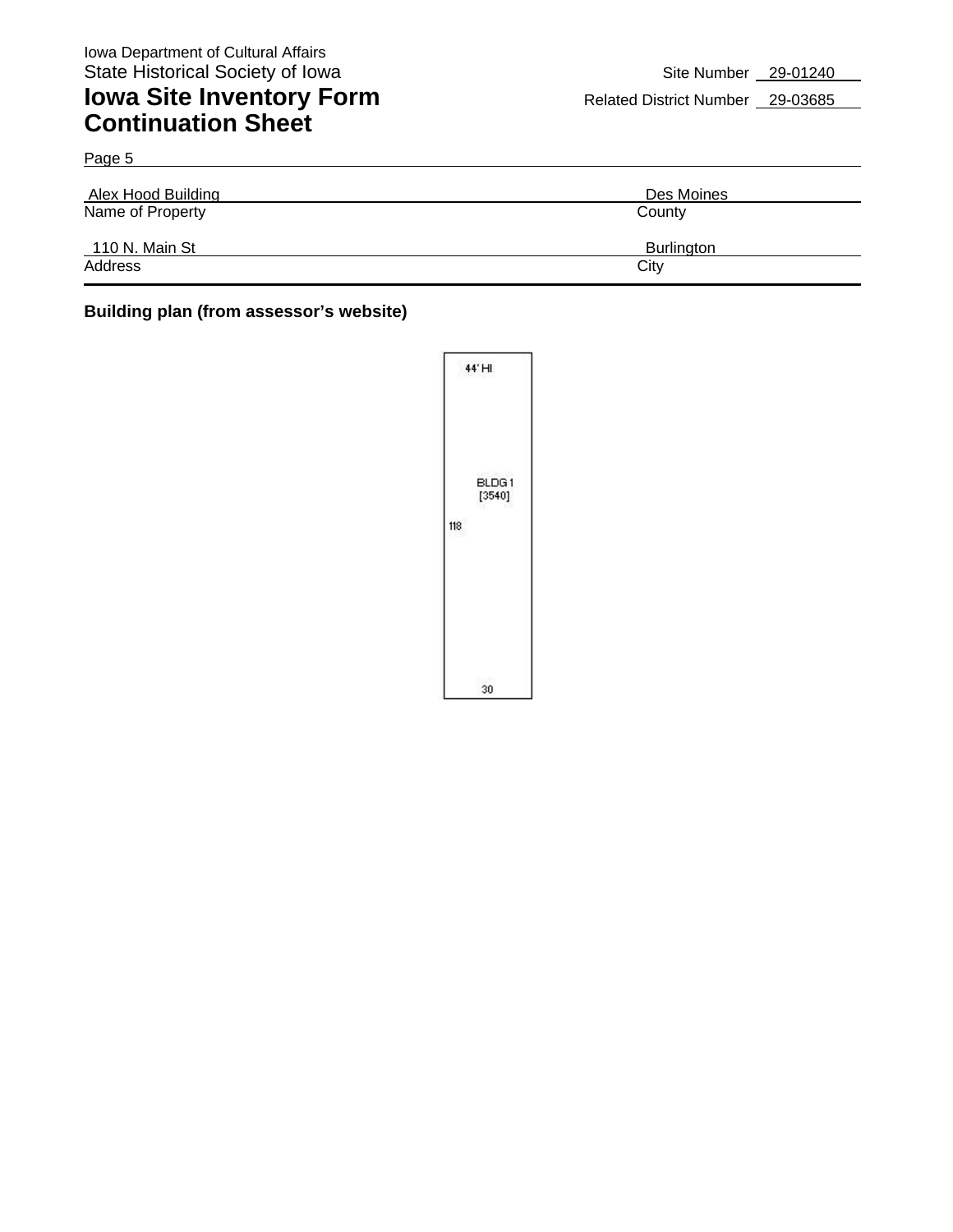Iowa Department of Cultural Affairs
State Historical Society of Iowa

# Iowa Site Inventory Form
# Continuation Sheet

Site Number 29-01240
Related District Number 29-03685

Page 5

| Name of Property | County |
|---|---|
| Alex Hood Building | Des Moines |

| Address | City |
|---|---|
| 110 N. Main St | Burlington |

**Building plan (from assessor's website)**

44' HI

BLDG 1
[3540]

118

30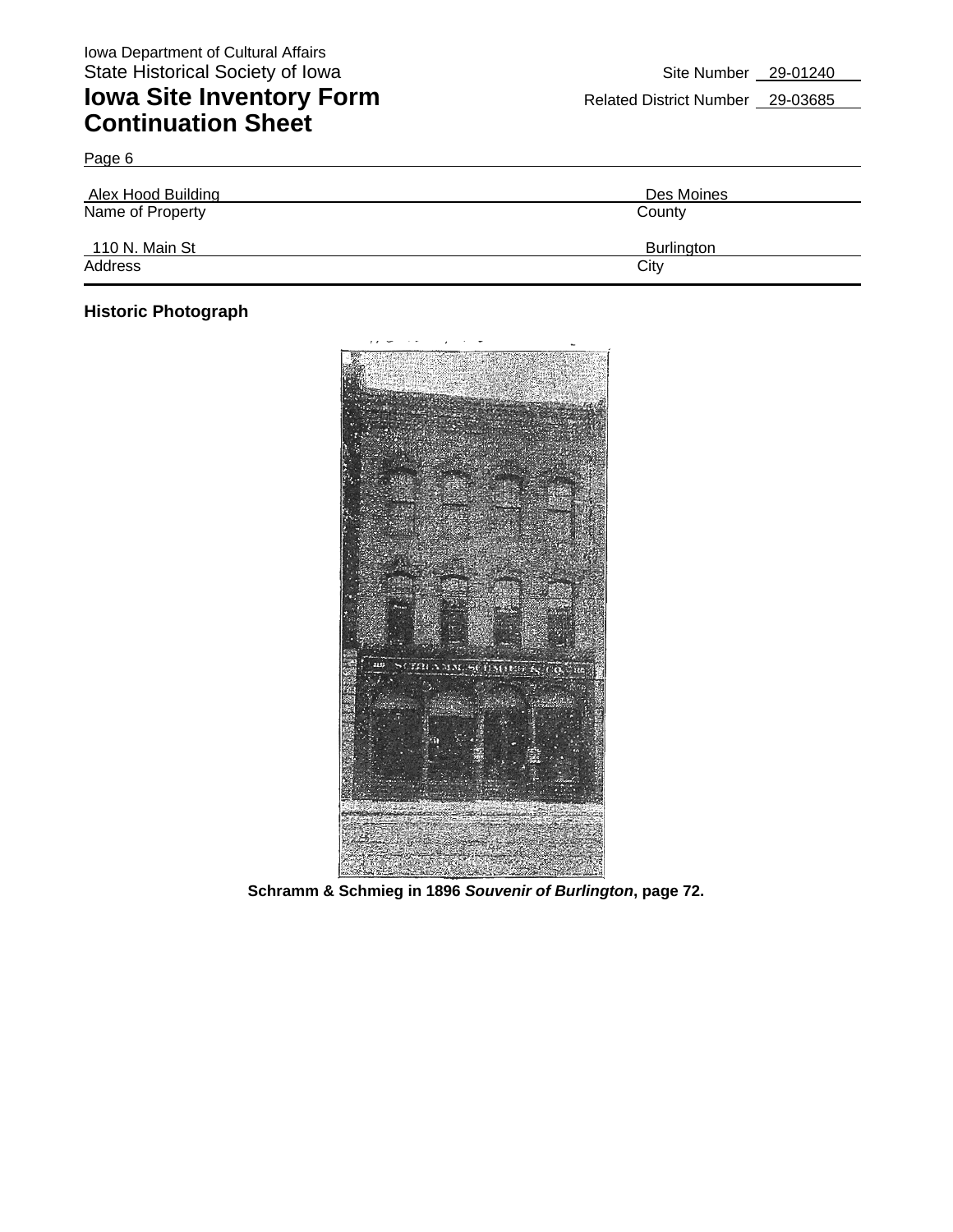Iowa Department of Cultural Affairs
State Historical Society of Iowa

# Iowa Site Inventory Form Continuation Sheet

Site Number 29-01240
Related District Number 29-03685

Page 6

| Alex Hood Building | Des Moines |
|---|---|
| Name of Property | County |
| 110 N. Main St | Burlington |
| Address | City |

## Historic Photograph

**Schramm & Schmieg in 1896 *Souvenir of Burlington*, page 72.**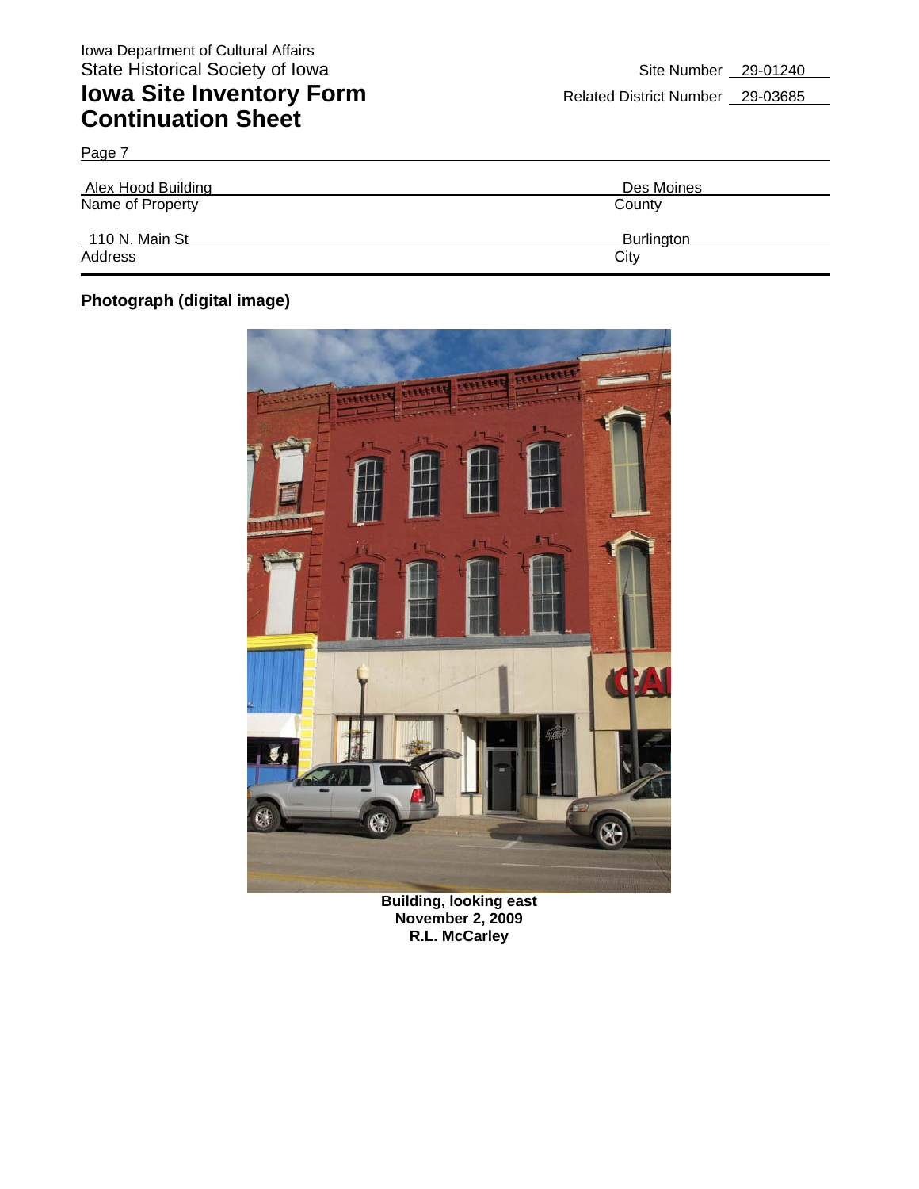Iowa Department of Cultural Affairs
State Historical Society of Iowa

# Iowa Site Inventory Form
# Continuation Sheet

Site Number 29-01240
Related District Number 29-03685

Page 7

| | |
|---|---|
| Alex Hood Building | Des Moines |
| Name of Property | County |
| 110 N. Main St | Burlington |
| Address | City |

**Photograph (digital image)**

**Building, looking east**
**November 2, 2009**
**R.L. McCarley**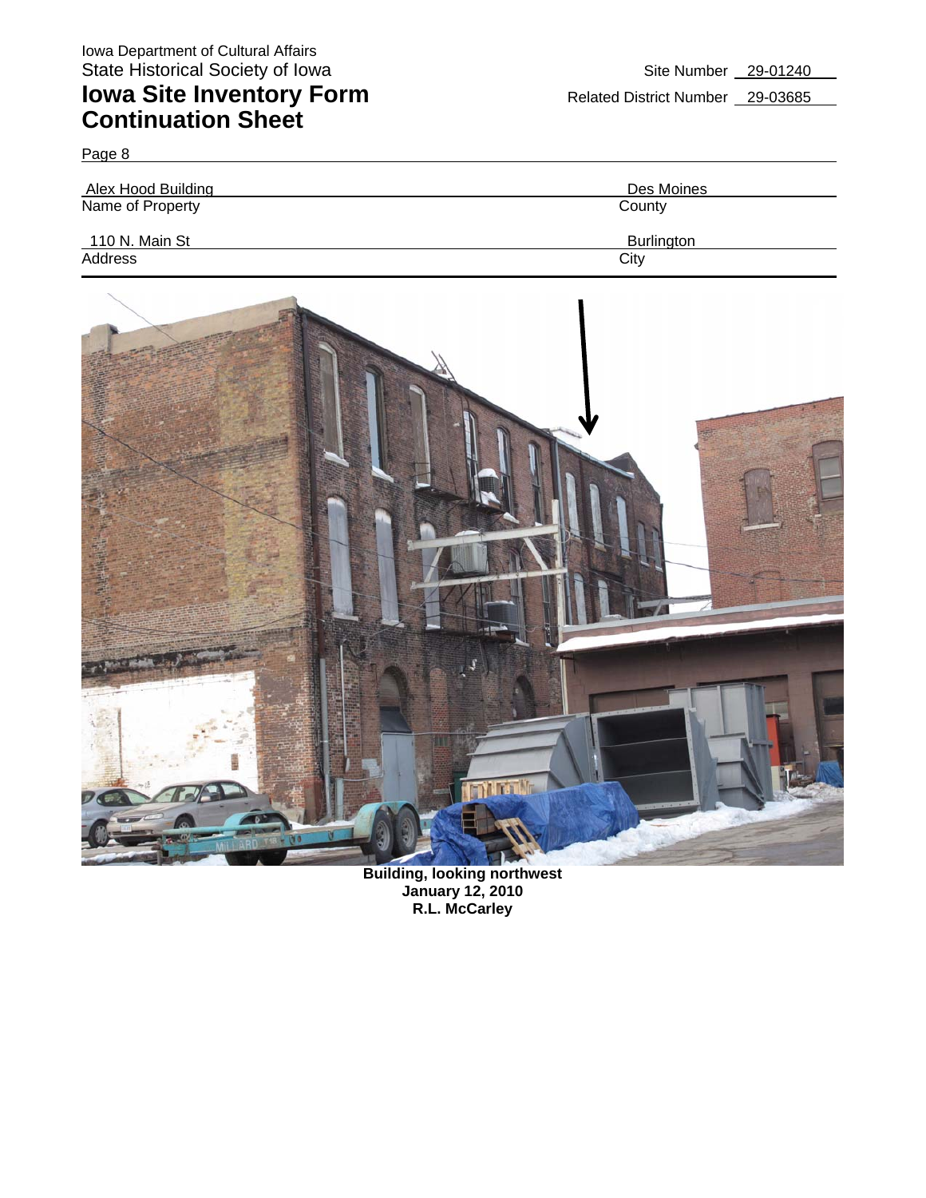Iowa Department of Cultural Affairs
State Historical Society of Iowa

# Iowa Site Inventory Form Continuation Sheet

Site Number 29-01240

Related District Number 29-03685

Page 8

| | |
|---|---|
| Alex Hood Building | Des Moines |
| Name of Property | County |
| 110 N. Main St | Burlington |
| Address | City |

**Building, looking northwest**
**January 12, 2010**
**R.L. McCarley**